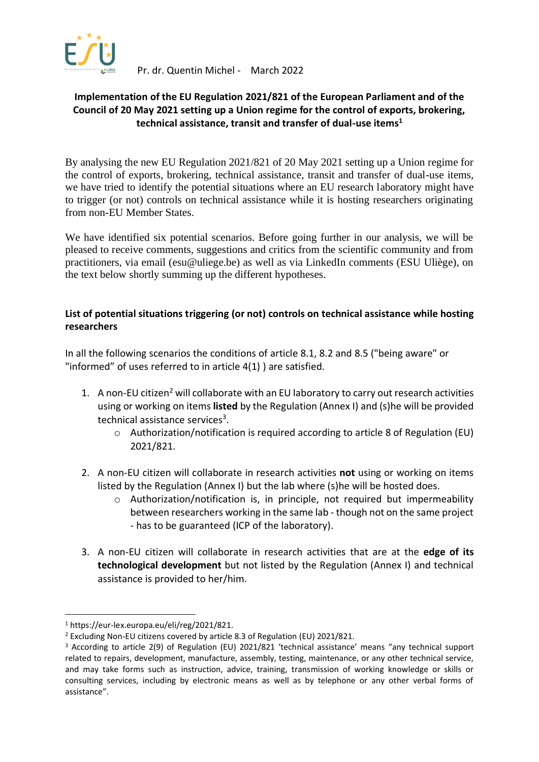Pr. dr. Quentin Michel - March 2022

## Implementation of the EU Regulation 2021/821 of the European Parliament and of the Council of 20 May 2021 setting up a Union regime for the control of exports, brokering, technical assistance, transit and transfer of dual-use items[1]

By analysing the new EU Regulation 2021/821 of 20 May 2021 setting up a Union regime for the control of exports, brokering, technical assistance, transit and transfer of dual-use items, we have tried to identify the potential situations where an EU research laboratory might have to trigger (or not) controls on technical assistance while it is hosting researchers originating from non-EU Member States.

We have identified six potential scenarios. Before going further in our analysis, we will be pleased to receive comments, suggestions and critics from the scientific community and from practitioners, via email (esu@uliege.be) as well as via LinkedIn comments (ESU Uliège), on the text below shortly summing up the different hypotheses.

### List of potential situations triggering (or not) controls on technical assistance while hosting researchers

In all the following scenarios the conditions of article 8.1, 8.2 and 8.5 ("being aware" or "informed" of uses referred to in article 4(1) ) are satisfied.

1. A non-EU citizen[2] will collaborate with an EU laboratory to carry out research activities using or working on items **listed** by the Regulation (Annex I) and (s)he will be provided technical assistance services[3].
   - Authorization/notification is required according to article 8 of Regulation (EU) 2021/821.

2. A non-EU citizen will collaborate in research activities **not** using or working on items listed by the Regulation (Annex I) but the lab where (s)he will be hosted does.
   - Authorization/notification is, in principle, not required but impermeability between researchers working in the same lab - though not on the same project - has to be guaranteed (ICP of the laboratory).

3. A non-EU citizen will collaborate in research activities that are at the **edge of its technological development** but not listed by the Regulation (Annex I) and technical assistance is provided to her/him.

---

[1] https://eur-lex.europa.eu/eli/reg/2021/821.

[2] Excluding Non-EU citizens covered by article 8.3 of Regulation (EU) 2021/821.

[3] According to article 2(9) of Regulation (EU) 2021/821 'technical assistance' means "any technical support related to repairs, development, manufacture, assembly, testing, maintenance, or any other technical service, and may take forms such as instruction, advice, training, transmission of working knowledge or skills or consulting services, including by electronic means as well as by telephone or any other verbal forms of assistance".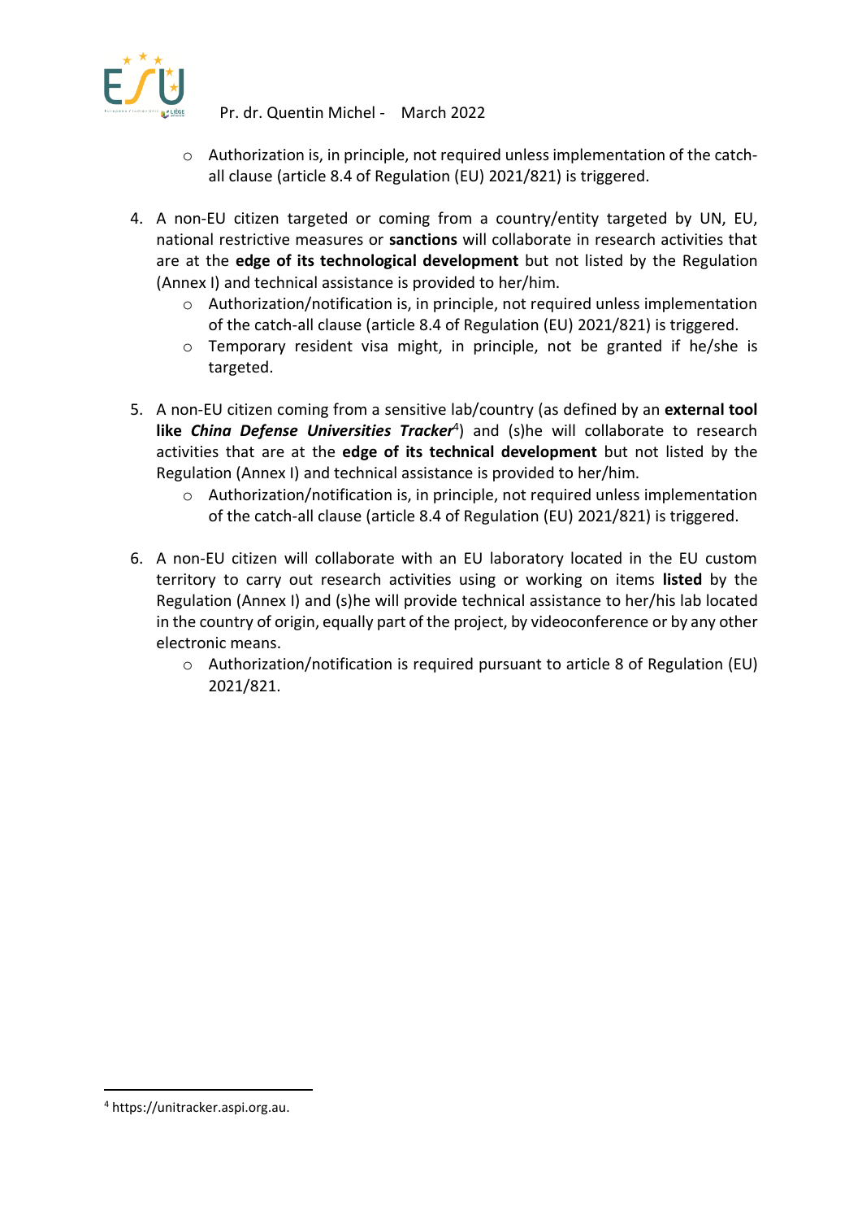- Authorization is, in principle, not required unless implementation of the catch-all clause (article 8.4 of Regulation (EU) 2021/821) is triggered.

4. A non-EU citizen targeted or coming from a country/entity targeted by UN, EU, national restrictive measures or **sanctions** will collaborate in research activities that are at the **edge of its technological development** but not listed by the Regulation (Annex I) and technical assistance is provided to her/him.
   - Authorization/notification is, in principle, not required unless implementation of the catch-all clause (article 8.4 of Regulation (EU) 2021/821) is triggered.
   - Temporary resident visa might, in principle, not be granted if he/she is targeted.

5. A non-EU citizen coming from a sensitive lab/country (as defined by an **external tool like *China Defense Universities Tracker***[4]) and (s)he will collaborate to research activities that are at the **edge of its technical development** but not listed by the Regulation (Annex I) and technical assistance is provided to her/him.
   - Authorization/notification is, in principle, not required unless implementation of the catch-all clause (article 8.4 of Regulation (EU) 2021/821) is triggered.

6. A non-EU citizen will collaborate with an EU laboratory located in the EU custom territory to carry out research activities using or working on items **listed** by the Regulation (Annex I) and (s)he will provide technical assistance to her/his lab located in the country of origin, equally part of the project, by videoconference or by any other electronic means.
   - Authorization/notification is required pursuant to article 8 of Regulation (EU) 2021/821.

[4] https://unitracker.aspi.org.au.